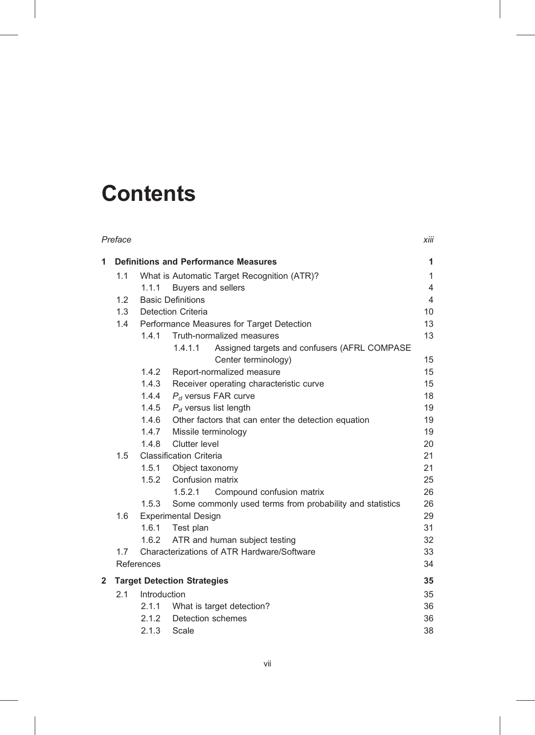# Contents

| | | |
|---|---|---|
| *Preface* | | *xiii* |
| **1** | **Definitions and Performance Measures** | **1** |
| 1.1 | What is Automatic Target Recognition (ATR)? | 1 |
| 1.1.1 | Buyers and sellers | 4 |
| 1.2 | Basic Definitions | 4 |
| 1.3 | Detection Criteria | 10 |
| 1.4 | Performance Measures for Target Detection | 13 |
| 1.4.1 | Truth-normalized measures | 13 |
| 1.4.1.1 | Assigned targets and confusers (AFRL COMPASE Center terminology) | 15 |
| 1.4.2 | Report-normalized measure | 15 |
| 1.4.3 | Receiver operating characteristic curve | 15 |
| 1.4.4 | $P_d$ versus FAR curve | 18 |
| 1.4.5 | $P_d$ versus list length | 19 |
| 1.4.6 | Other factors that can enter the detection equation | 19 |
| 1.4.7 | Missile terminology | 19 |
| 1.4.8 | Clutter level | 20 |
| 1.5 | Classification Criteria | 21 |
| 1.5.1 | Object taxonomy | 21 |
| 1.5.2 | Confusion matrix | 25 |
| 1.5.2.1 | Compound confusion matrix | 26 |
| 1.5.3 | Some commonly used terms from probability and statistics | 26 |
| 1.6 | Experimental Design | 29 |
| 1.6.1 | Test plan | 31 |
| 1.6.2 | ATR and human subject testing | 32 |
| 1.7 | Characterizations of ATR Hardware/Software | 33 |
| | References | 34 |
| **2** | **Target Detection Strategies** | **35** |
| 2.1 | Introduction | 35 |
| 2.1.1 | What is target detection? | 36 |
| 2.1.2 | Detection schemes | 36 |
| 2.1.3 | Scale | 38 |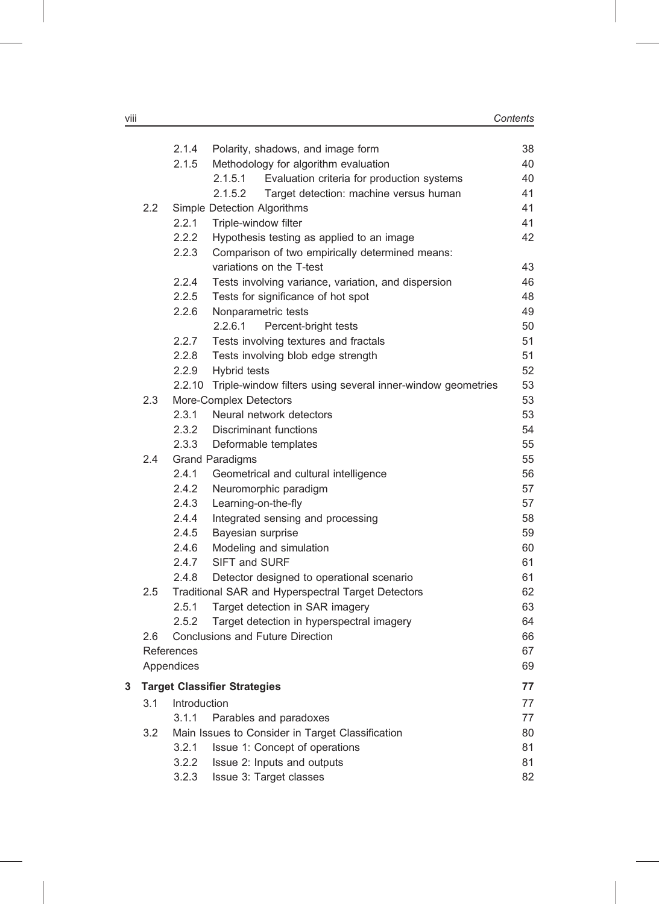| | | | |
|---|---|---|---|
| | 2.1.4 | Polarity, shadows, and image form | 38 |
| | 2.1.5 | Methodology for algorithm evaluation | 40 |
| | | 2.1.5.1 Evaluation criteria for production systems | 40 |
| | | 2.1.5.2 Target detection: machine versus human | 41 |
| 2.2 | Simple Detection Algorithms | | 41 |
| | 2.2.1 | Triple-window filter | 41 |
| | 2.2.2 | Hypothesis testing as applied to an image | 42 |
| | 2.2.3 | Comparison of two empirically determined means: variations on the T-test | 43 |
| | 2.2.4 | Tests involving variance, variation, and dispersion | 46 |
| | 2.2.5 | Tests for significance of hot spot | 48 |
| | 2.2.6 | Nonparametric tests | 49 |
| | | 2.2.6.1 Percent-bright tests | 50 |
| | 2.2.7 | Tests involving textures and fractals | 51 |
| | 2.2.8 | Tests involving blob edge strength | 51 |
| | 2.2.9 | Hybrid tests | 52 |
| | 2.2.10 | Triple-window filters using several inner-window geometries | 53 |
| 2.3 | More-Complex Detectors | | 53 |
| | 2.3.1 | Neural network detectors | 53 |
| | 2.3.2 | Discriminant functions | 54 |
| | 2.3.3 | Deformable templates | 55 |
| 2.4 | Grand Paradigms | | 55 |
| | 2.4.1 | Geometrical and cultural intelligence | 56 |
| | 2.4.2 | Neuromorphic paradigm | 57 |
| | 2.4.3 | Learning-on-the-fly | 57 |
| | 2.4.4 | Integrated sensing and processing | 58 |
| | 2.4.5 | Bayesian surprise | 59 |
| | 2.4.6 | Modeling and simulation | 60 |
| | 2.4.7 | SIFT and SURF | 61 |
| | 2.4.8 | Detector designed to operational scenario | 61 |
| 2.5 | Traditional SAR and Hyperspectral Target Detectors | | 62 |
| | 2.5.1 | Target detection in SAR imagery | 63 |
| | 2.5.2 | Target detection in hyperspectral imagery | 64 |
| 2.6 | Conclusions and Future Direction | | 66 |
| References | | | 67 |
| Appendices | | | 69 |

**3 Target Classifier Strategies** — **77**

| | | | |
|---|---|---|---|
| 3.1 | Introduction | | 77 |
| | 3.1.1 | Parables and paradoxes | 77 |
| 3.2 | Main Issues to Consider in Target Classification | | 80 |
| | 3.2.1 | Issue 1: Concept of operations | 81 |
| | 3.2.2 | Issue 2: Inputs and outputs | 81 |
| | 3.2.3 | Issue 3: Target classes | 82 |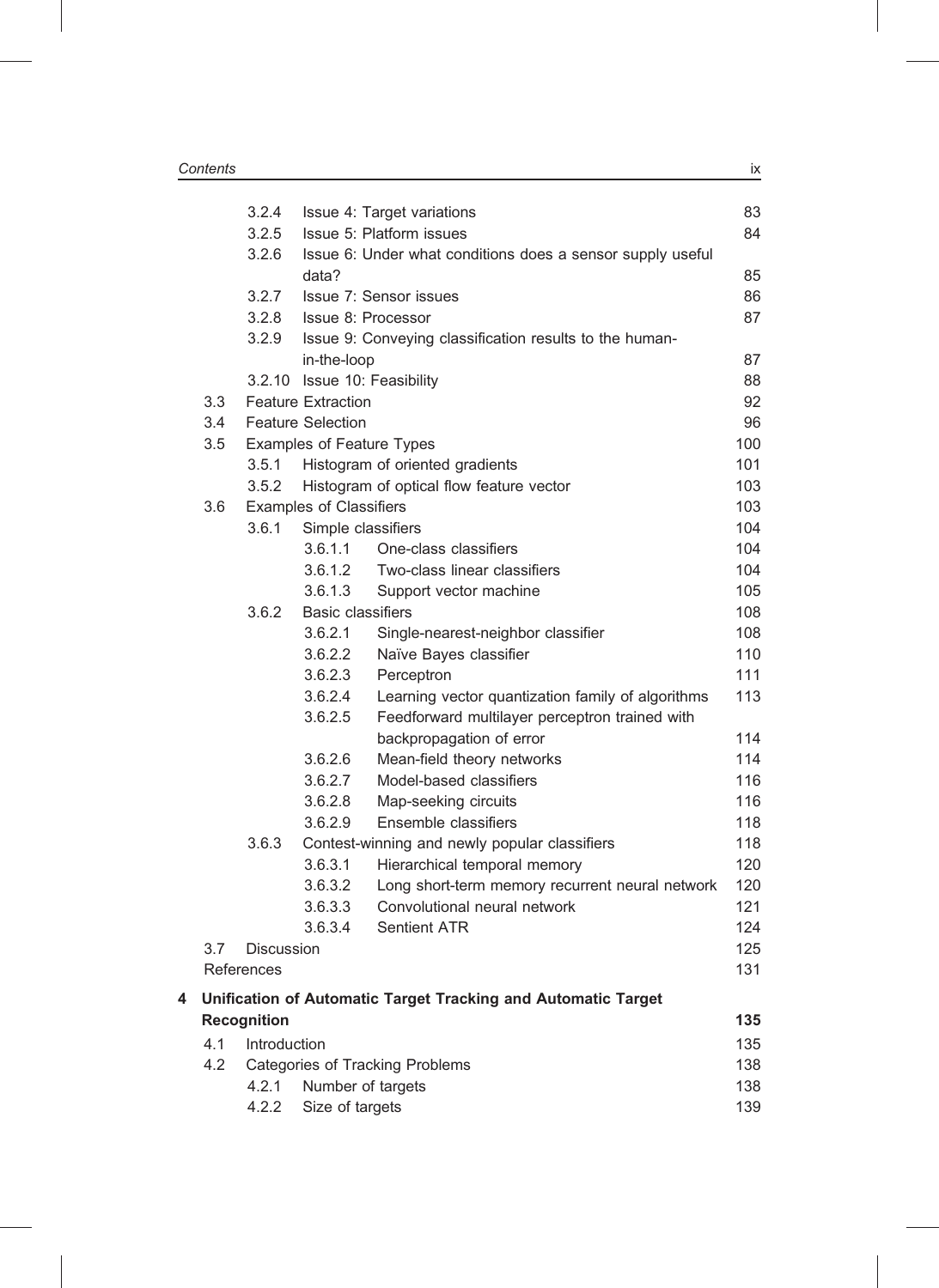- 3.2.4 Issue 4: Target variations — 83
- 3.2.5 Issue 5: Platform issues — 84
- 3.2.6 Issue 6: Under what conditions does a sensor supply useful data? — 85
- 3.2.7 Issue 7: Sensor issues — 86
- 3.2.8 Issue 8: Processor — 87
- 3.2.9 Issue 9: Conveying classification results to the human-in-the-loop — 87
- 3.2.10 Issue 10: Feasibility — 88

3.3 Feature Extraction — 92

3.4 Feature Selection — 96

3.5 Examples of Feature Types — 100
- 3.5.1 Histogram of oriented gradients — 101
- 3.5.2 Histogram of optical flow feature vector — 103

3.6 Examples of Classifiers — 103
- 3.6.1 Simple classifiers — 104
  - 3.6.1.1 One-class classifiers — 104
  - 3.6.1.2 Two-class linear classifiers — 104
  - 3.6.1.3 Support vector machine — 105
- 3.6.2 Basic classifiers — 108
  - 3.6.2.1 Single-nearest-neighbor classifier — 108
  - 3.6.2.2 Naïve Bayes classifier — 110
  - 3.6.2.3 Perceptron — 111
  - 3.6.2.4 Learning vector quantization family of algorithms — 113
  - 3.6.2.5 Feedforward multilayer perceptron trained with backpropagation of error — 114
  - 3.6.2.6 Mean-field theory networks — 114
  - 3.6.2.7 Model-based classifiers — 116
  - 3.6.2.8 Map-seeking circuits — 116
  - 3.6.2.9 Ensemble classifiers — 118
- 3.6.3 Contest-winning and newly popular classifiers — 118
  - 3.6.3.1 Hierarchical temporal memory — 120
  - 3.6.3.2 Long short-term memory recurrent neural network — 120
  - 3.6.3.3 Convolutional neural network — 121
  - 3.6.3.4 Sentient ATR — 124

3.7 Discussion — 125

References — 131

**4 Unification of Automatic Target Tracking and Automatic Target Recognition — 135**

4.1 Introduction — 135

4.2 Categories of Tracking Problems — 138
- 4.2.1 Number of targets — 138
- 4.2.2 Size of targets — 139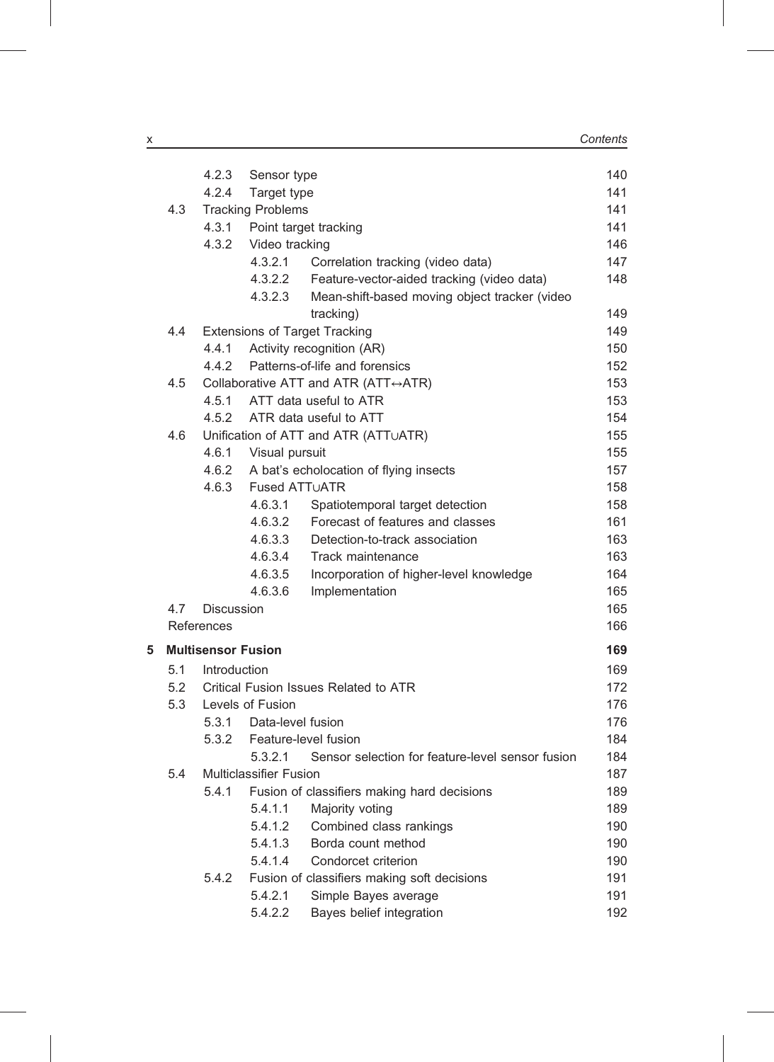| | | | | |
|---|---|---|---|---|
| | 4.2.3 | Sensor type | | 140 |
| | 4.2.4 | Target type | | 141 |
| 4.3 | Tracking Problems | | | 141 |
| | 4.3.1 | Point target tracking | | 141 |
| | 4.3.2 | Video tracking | | 146 |
| | | 4.3.2.1 | Correlation tracking (video data) | 147 |
| | | 4.3.2.2 | Feature-vector-aided tracking (video data) | 148 |
| | | 4.3.2.3 | Mean-shift-based moving object tracker (video tracking) | 149 |
| 4.4 | Extensions of Target Tracking | | | 149 |
| | 4.4.1 | Activity recognition (AR) | | 150 |
| | 4.4.2 | Patterns-of-life and forensics | | 152 |
| 4.5 | Collaborative ATT and ATR (ATT↔ATR) | | | 153 |
| | 4.5.1 | ATT data useful to ATR | | 153 |
| | 4.5.2 | ATR data useful to ATT | | 154 |
| 4.6 | Unification of ATT and ATR (ATT∪ATR) | | | 155 |
| | 4.6.1 | Visual pursuit | | 155 |
| | 4.6.2 | A bat's echolocation of flying insects | | 157 |
| | 4.6.3 | Fused ATT∪ATR | | 158 |
| | | 4.6.3.1 | Spatiotemporal target detection | 158 |
| | | 4.6.3.2 | Forecast of features and classes | 161 |
| | | 4.6.3.3 | Detection-to-track association | 163 |
| | | 4.6.3.4 | Track maintenance | 163 |
| | | 4.6.3.5 | Incorporation of higher-level knowledge | 164 |
| | | 4.6.3.6 | Implementation | 165 |
| 4.7 | Discussion | | | 165 |
| References | | | | 166 |

**5 Multisensor Fusion** **169**

| | | | | |
|---|---|---|---|---|
| 5.1 | Introduction | | | 169 |
| 5.2 | Critical Fusion Issues Related to ATR | | | 172 |
| 5.3 | Levels of Fusion | | | 176 |
| | 5.3.1 | Data-level fusion | | 176 |
| | 5.3.2 | Feature-level fusion | | 184 |
| | | 5.3.2.1 | Sensor selection for feature-level sensor fusion | 184 |
| 5.4 | Multiclassifier Fusion | | | 187 |
| | 5.4.1 | Fusion of classifiers making hard decisions | | 189 |
| | | 5.4.1.1 | Majority voting | 189 |
| | | 5.4.1.2 | Combined class rankings | 190 |
| | | 5.4.1.3 | Borda count method | 190 |
| | | 5.4.1.4 | Condorcet criterion | 190 |
| | 5.4.2 | Fusion of classifiers making soft decisions | | 191 |
| | | 5.4.2.1 | Simple Bayes average | 191 |
| | | 5.4.2.2 | Bayes belief integration | 192 |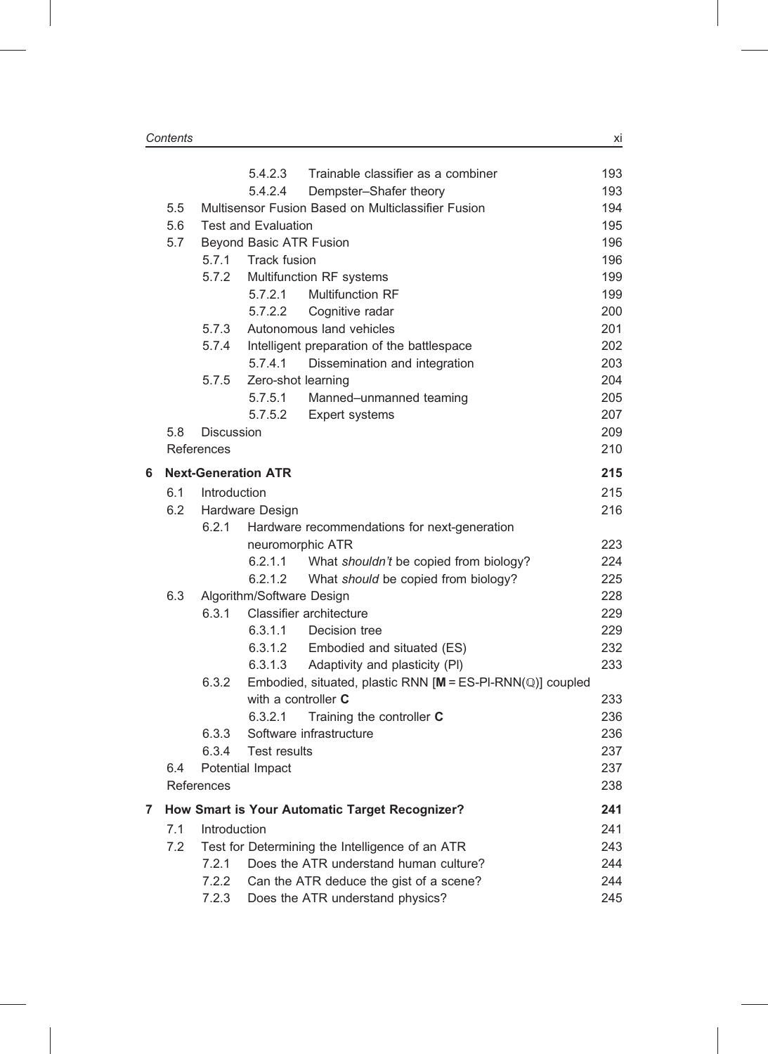| | | | |
|---|---|---|---|
| | 5.4.2.3 | Trainable classifier as a combiner | 193 |
| | 5.4.2.4 | Dempster–Shafer theory | 193 |
| 5.5 | | Multisensor Fusion Based on Multiclassifier Fusion | 194 |
| 5.6 | | Test and Evaluation | 195 |
| 5.7 | | Beyond Basic ATR Fusion | 196 |
| | 5.7.1 | Track fusion | 196 |
| | 5.7.2 | Multifunction RF systems | 199 |
| | 5.7.2.1 | Multifunction RF | 199 |
| | 5.7.2.2 | Cognitive radar | 200 |
| | 5.7.3 | Autonomous land vehicles | 201 |
| | 5.7.4 | Intelligent preparation of the battlespace | 202 |
| | 5.7.4.1 | Dissemination and integration | 203 |
| | 5.7.5 | Zero-shot learning | 204 |
| | 5.7.5.1 | Manned–unmanned teaming | 205 |
| | 5.7.5.2 | Expert systems | 207 |
| 5.8 | | Discussion | 209 |
| | | References | 210 |

**6 Next-Generation ATR** — **215**

| | | | |
|---|---|---|---|
| 6.1 | | Introduction | 215 |
| 6.2 | | Hardware Design | 216 |
| | 6.2.1 | Hardware recommendations for next-generation neuromorphic ATR | 223 |
| | 6.2.1.1 | What *shouldn't* be copied from biology? | 224 |
| | 6.2.1.2 | What *should* be copied from biology? | 225 |
| 6.3 | | Algorithm/Software Design | 228 |
| | 6.3.1 | Classifier architecture | 229 |
| | 6.3.1.1 | Decision tree | 229 |
| | 6.3.1.2 | Embodied and situated (ES) | 232 |
| | 6.3.1.3 | Adaptivity and plasticity (PI) | 233 |
| | 6.3.2 | Embodied, situated, plastic RNN [**M** = ES-PI-RNN($\mathbb{Q}$)] coupled with a controller **C** | 233 |
| | 6.3.2.1 | Training the controller **C** | 236 |
| | 6.3.3 | Software infrastructure | 236 |
| | 6.3.4 | Test results | 237 |
| 6.4 | | Potential Impact | 237 |
| | | References | 238 |

**7 How Smart is Your Automatic Target Recognizer?** — **241**

| | | | |
|---|---|---|---|
| 7.1 | | Introduction | 241 |
| 7.2 | | Test for Determining the Intelligence of an ATR | 243 |
| | 7.2.1 | Does the ATR understand human culture? | 244 |
| | 7.2.2 | Can the ATR deduce the gist of a scene? | 244 |
| | 7.2.3 | Does the ATR understand physics? | 245 |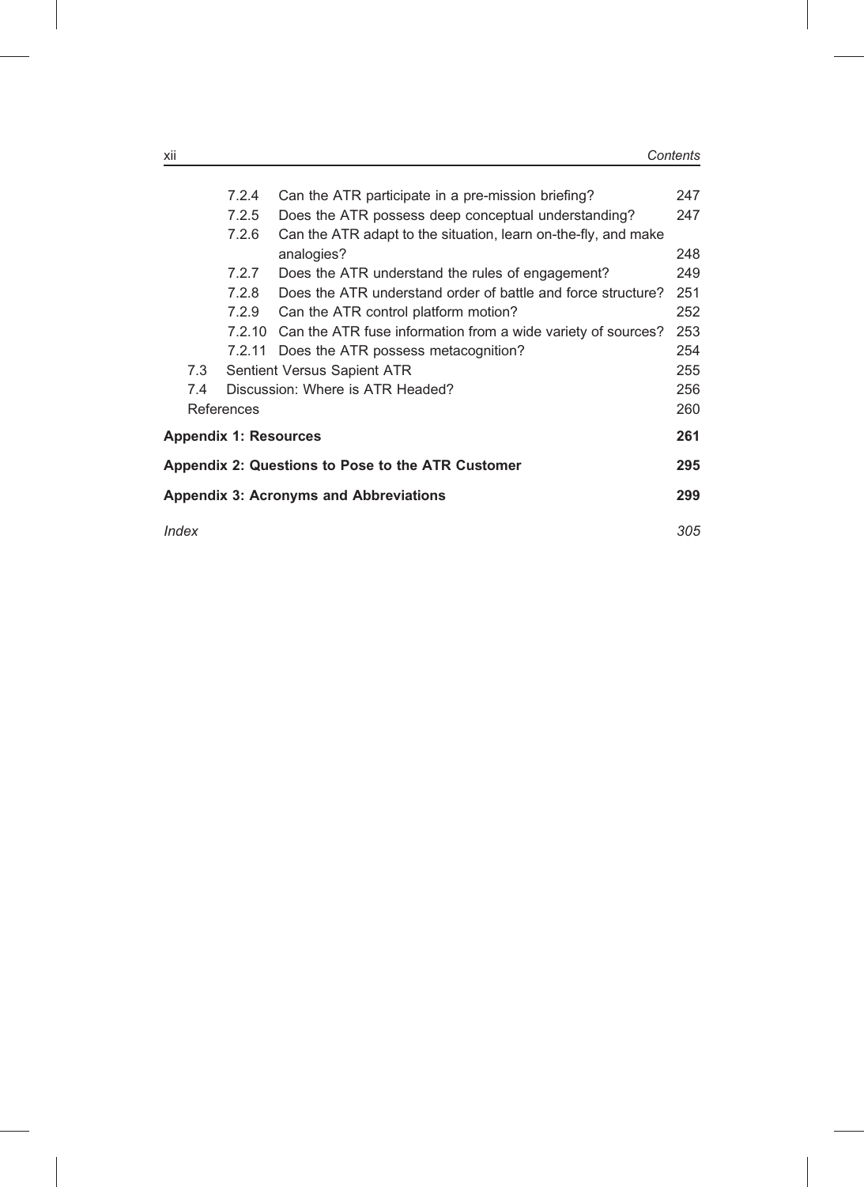| | | |
|---|---|---|
| 7.2.4 | Can the ATR participate in a pre-mission briefing? | 247 |
| 7.2.5 | Does the ATR possess deep conceptual understanding? | 247 |
| 7.2.6 | Can the ATR adapt to the situation, learn on-the-fly, and make analogies? | 248 |
| 7.2.7 | Does the ATR understand the rules of engagement? | 249 |
| 7.2.8 | Does the ATR understand order of battle and force structure? | 251 |
| 7.2.9 | Can the ATR control platform motion? | 252 |
| 7.2.10 | Can the ATR fuse information from a wide variety of sources? | 253 |
| 7.2.11 | Does the ATR possess metacognition? | 254 |
| 7.3 | Sentient Versus Sapient ATR | 255 |
| 7.4 | Discussion: Where is ATR Headed? | 256 |
| | References | 260 |

**Appendix 1: Resources** 261

**Appendix 2: Questions to Pose to the ATR Customer** 295

**Appendix 3: Acronyms and Abbreviations** 299

*Index* 305